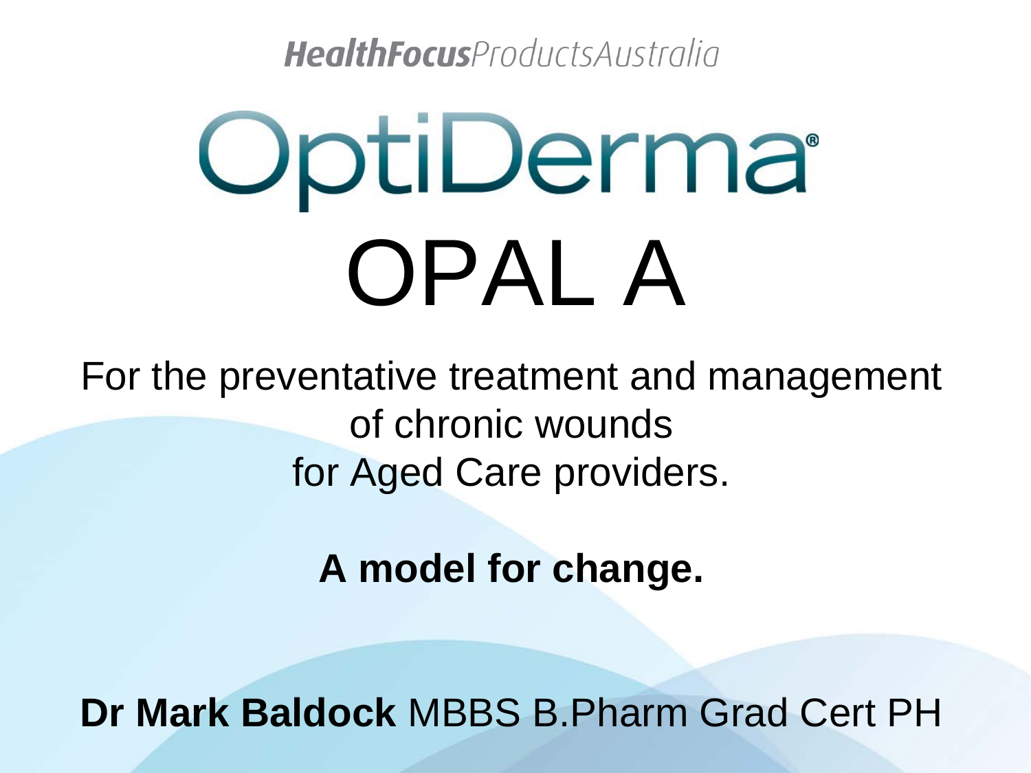HealthFocusProductsAustralia

# OptiDerma®

# OPAL A

For the preventative treatment and management of chronic wounds for Aged Care providers.

**A model for change.**

**Dr Mark Baldock** MBBS B.Pharm Grad Cert PH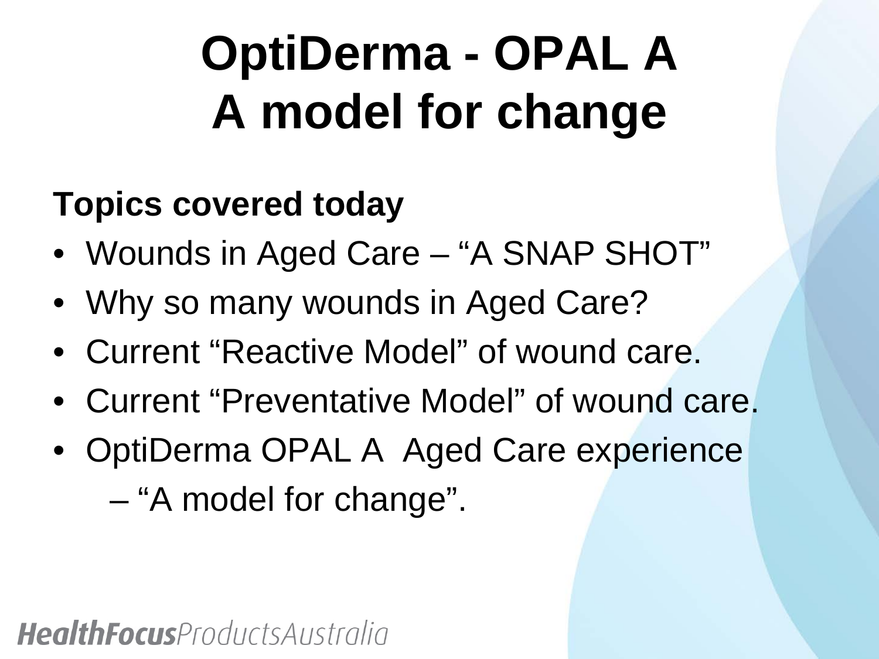# OptiDerma - OPAL A
# A model for change

## Topics covered today

- Wounds in Aged Care – "A SNAP SHOT"
- Why so many wounds in Aged Care?
- Current "Reactive Model" of wound care.
- Current "Preventative Model" of wound care.
- OptiDerma OPAL A Aged Care experience
  – "A model for change".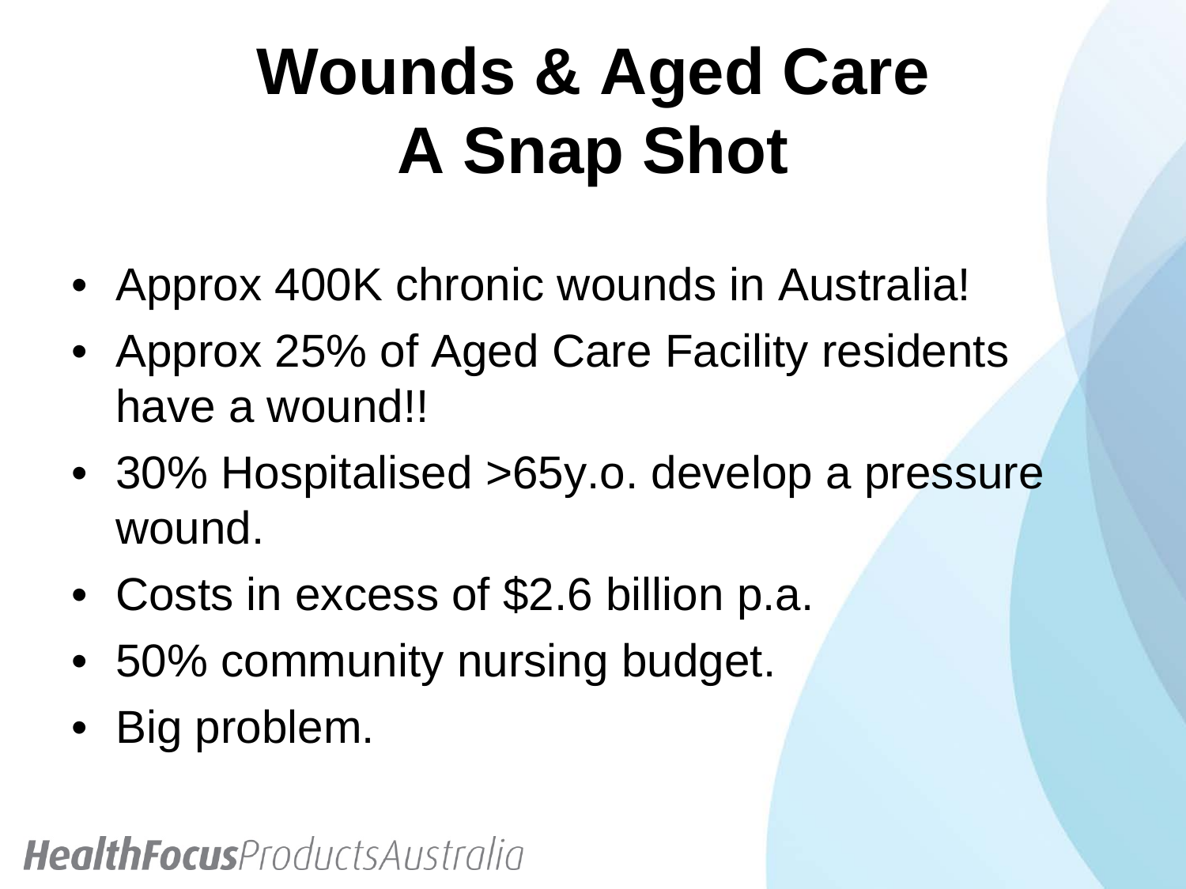# Wounds & Aged Care
# A Snap Shot

- Approx 400K chronic wounds in Australia!
- Approx 25% of Aged Care Facility residents have a wound!!
- 30% Hospitalised >65y.o. develop a pressure wound.
- Costs in excess of $2.6 billion p.a.
- 50% community nursing budget.
- Big problem.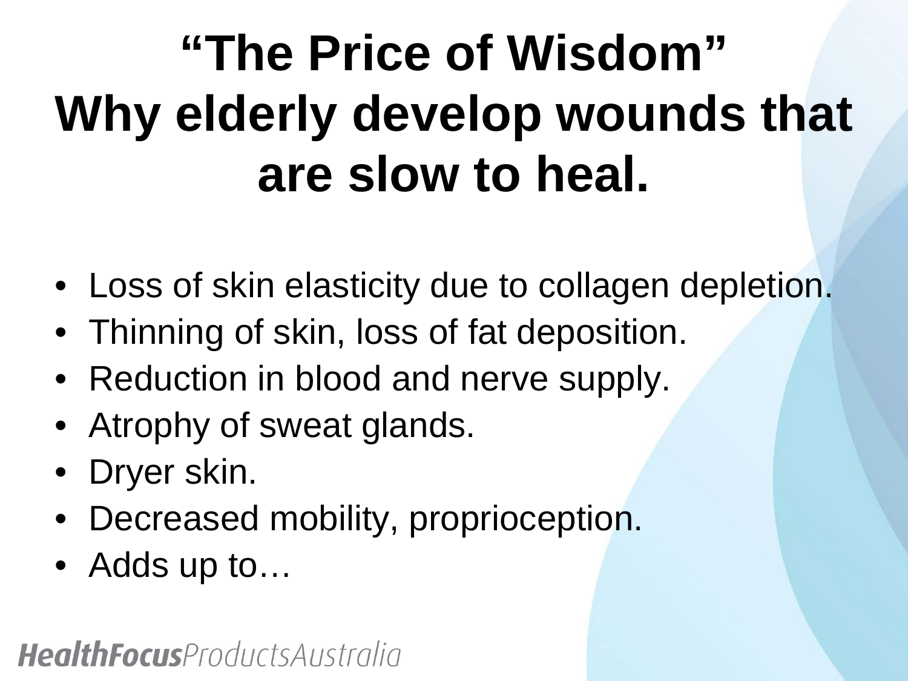# "The Price of Wisdom" Why elderly develop wounds that are slow to heal.

- Loss of skin elasticity due to collagen depletion.
- Thinning of skin, loss of fat deposition.
- Reduction in blood and nerve supply.
- Atrophy of sweat glands.
- Dryer skin.
- Decreased mobility, proprioception.
- Adds up to…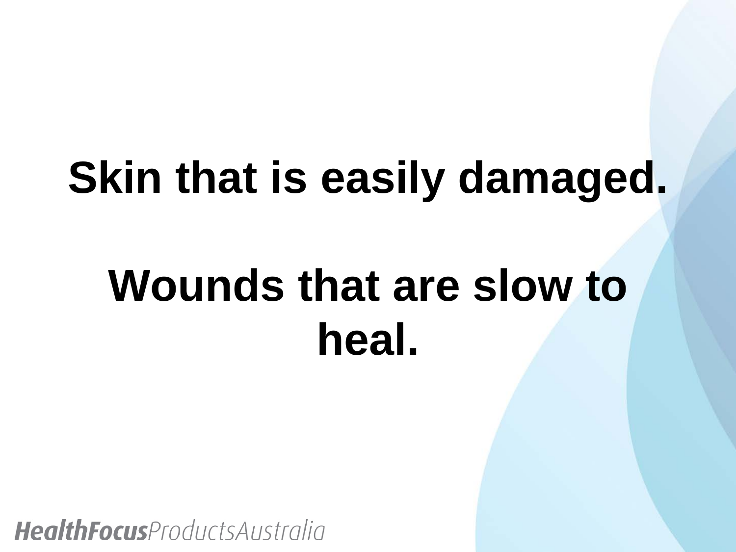**Skin that is easily damaged.**

**Wounds that are slow to heal.**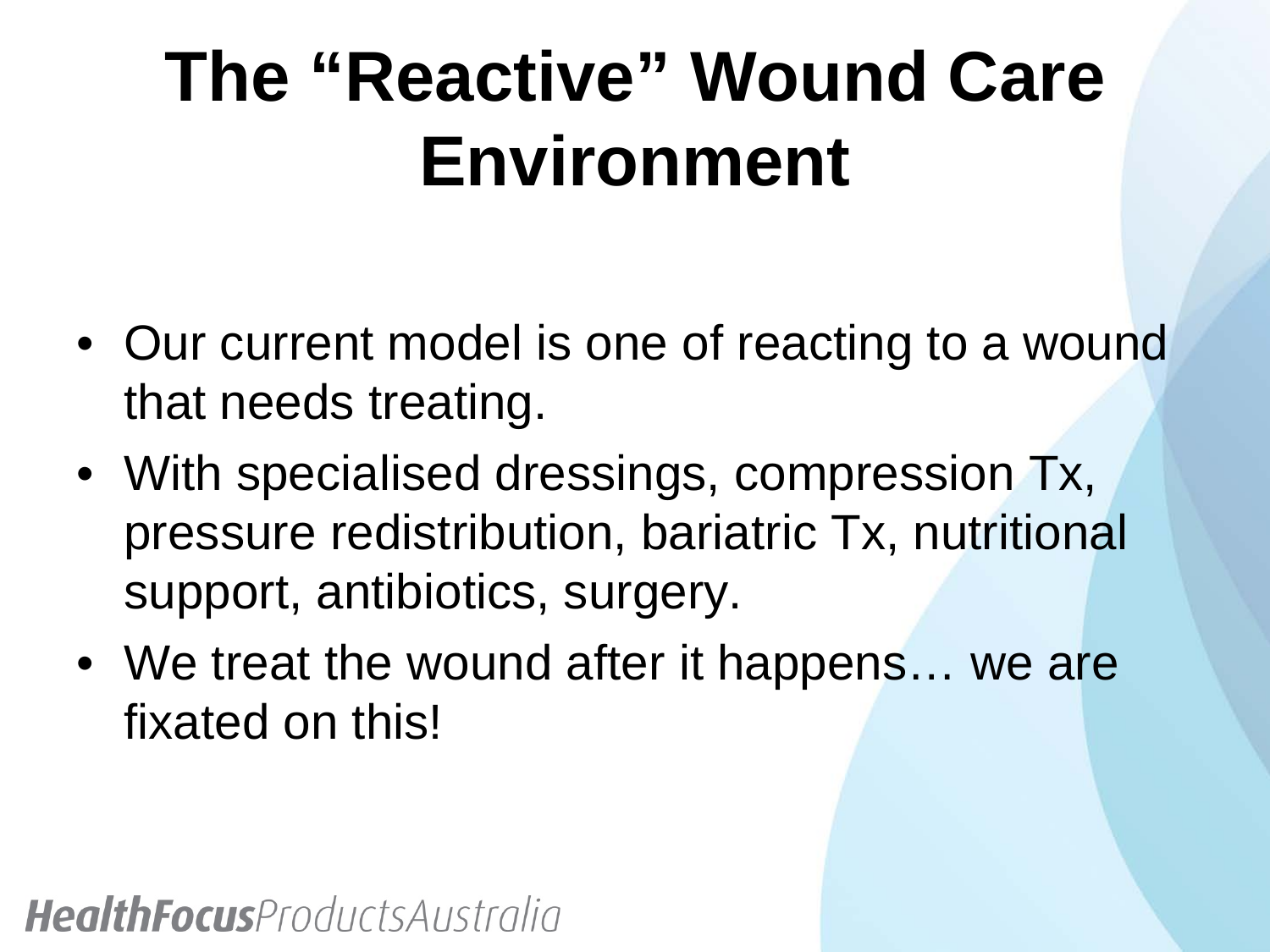# The "Reactive" Wound Care Environment

- Our current model is one of reacting to a wound that needs treating.
- With specialised dressings, compression Tx, pressure redistribution, bariatric Tx, nutritional support, antibiotics, surgery.
- We treat the wound after it happens… we are fixated on this!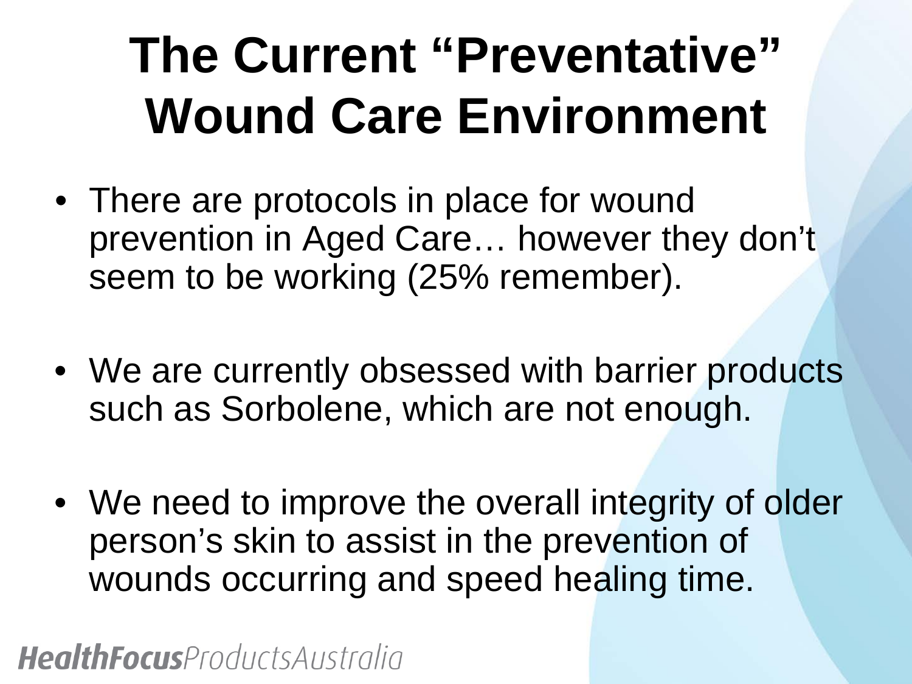# The Current "Preventative" Wound Care Environment

- There are protocols in place for wound prevention in Aged Care… however they don't seem to be working (25% remember).
- We are currently obsessed with barrier products such as Sorbolene, which are not enough.
- We need to improve the overall integrity of older person's skin to assist in the prevention of wounds occurring and speed healing time.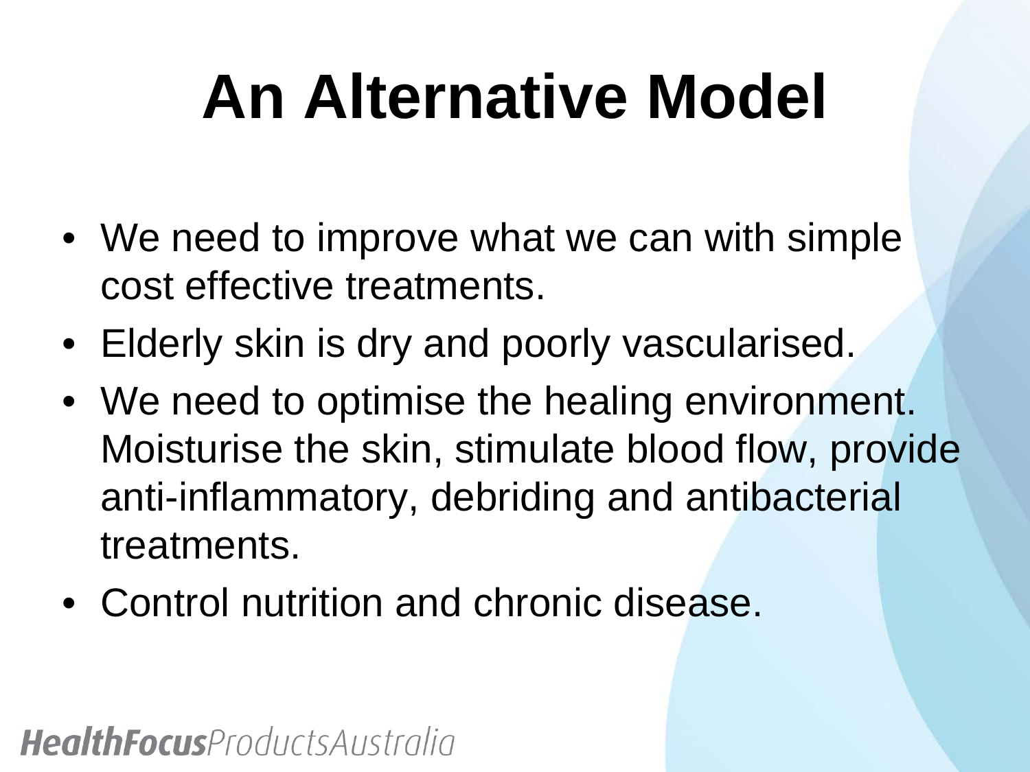# An Alternative Model

- We need to improve what we can with simple cost effective treatments.
- Elderly skin is dry and poorly vascularised.
- We need to optimise the healing environment. Moisturise the skin, stimulate blood flow, provide anti-inflammatory, debriding and antibacterial treatments.
- Control nutrition and chronic disease.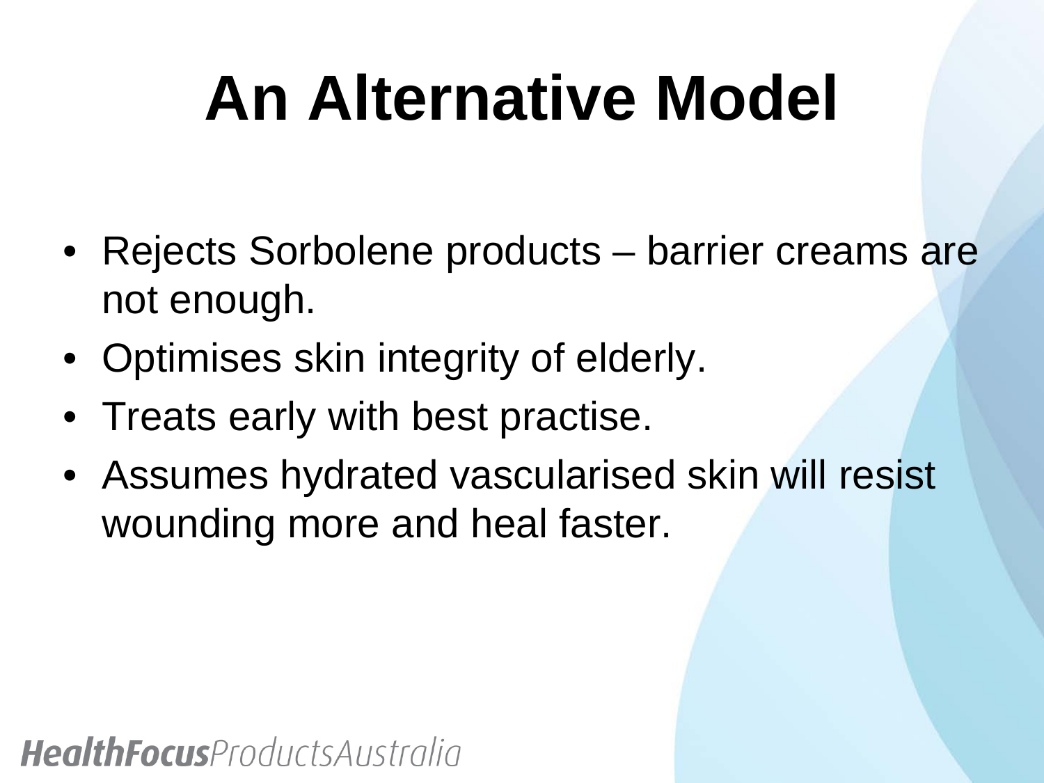# An Alternative Model

- Rejects Sorbolene products – barrier creams are not enough.
- Optimises skin integrity of elderly.
- Treats early with best practise.
- Assumes hydrated vascularised skin will resist wounding more and heal faster.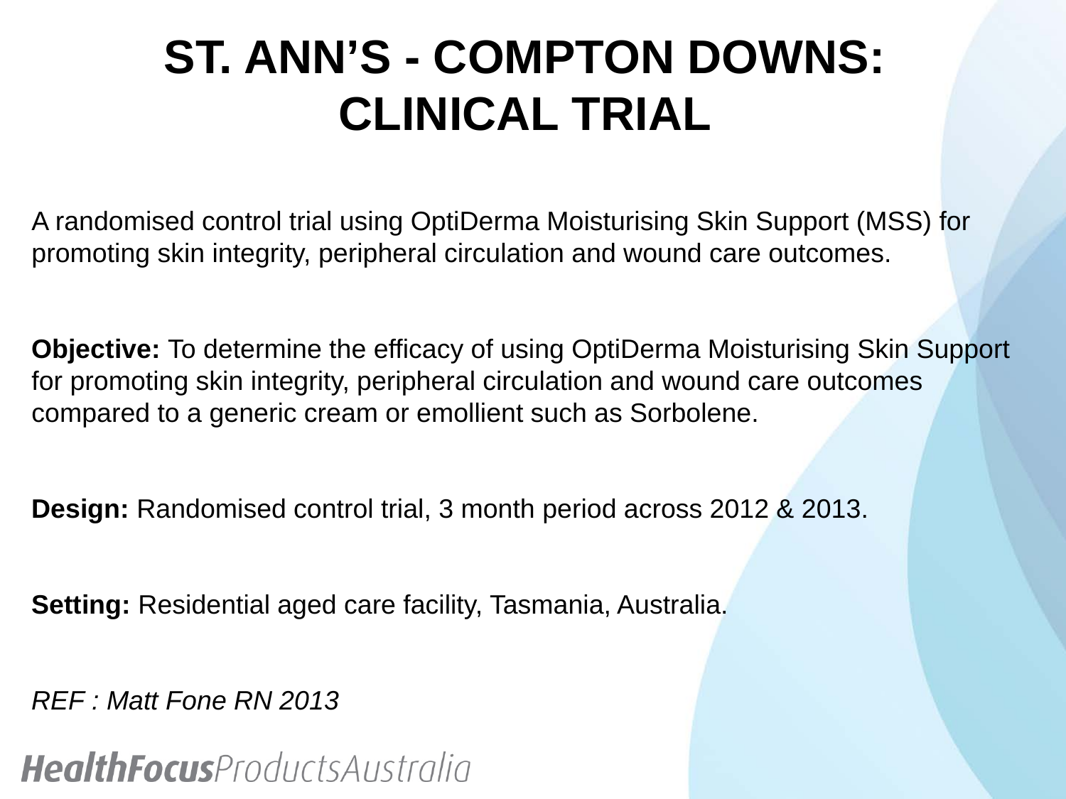# ST. ANN'S - COMPTON DOWNS: CLINICAL TRIAL

A randomised control trial using OptiDerma Moisturising Skin Support (MSS) for promoting skin integrity, peripheral circulation and wound care outcomes.

**Objective:** To determine the efficacy of using OptiDerma Moisturising Skin Support for promoting skin integrity, peripheral circulation and wound care outcomes compared to a generic cream or emollient such as Sorbolene.

**Design:** Randomised control trial, 3 month period across 2012 & 2013.

**Setting:** Residential aged care facility, Tasmania, Australia.

*REF : Matt Fone RN 2013*

HealthFocusProductsAustralia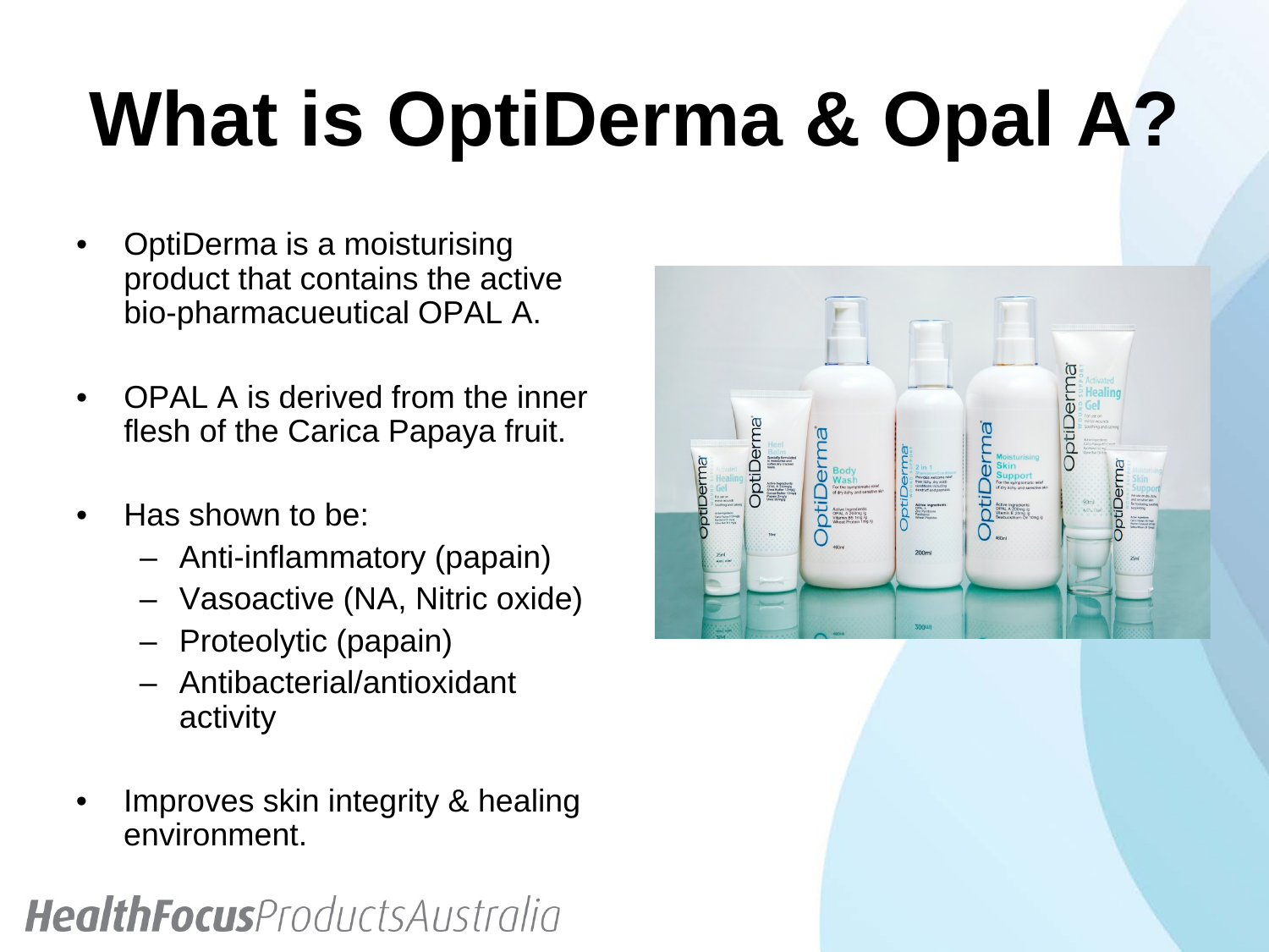# What is OptiDerma & Opal A?

- OptiDerma is a moisturising product that contains the active bio-pharmacueutical OPAL A.
- OPAL A is derived from the inner flesh of the Carica Papaya fruit.
- Has shown to be:
  - Anti-inflammatory (papain)
  - Vasoactive (NA, Nitric oxide)
  - Proteolytic (papain)
  - Antibacterial/antioxidant activity
- Improves skin integrity & healing environment.

**HealthFocus***ProductsAustralia*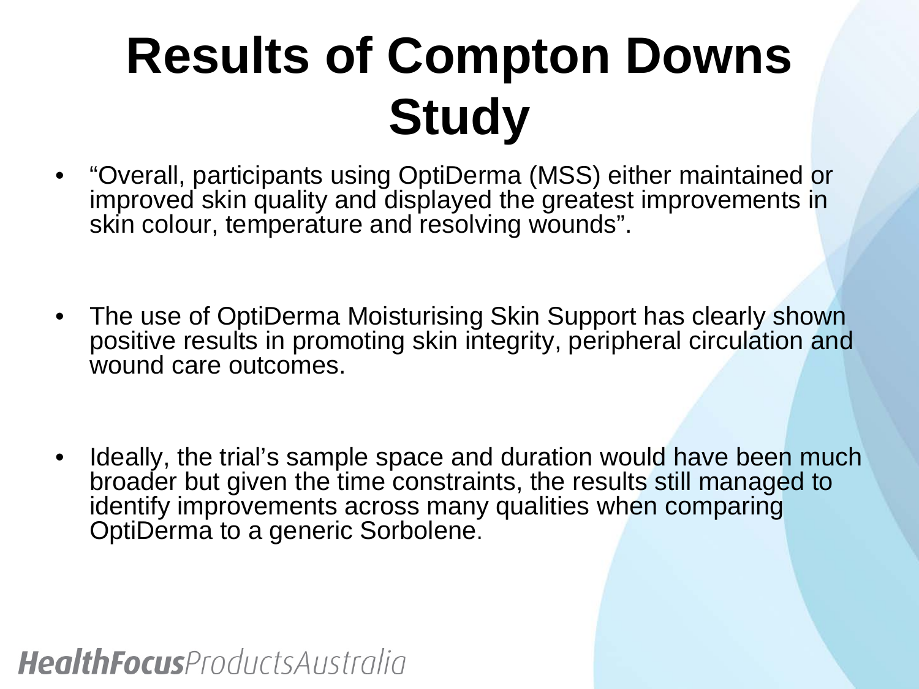# Results of Compton Downs Study

- "Overall, participants using OptiDerma (MSS) either maintained or improved skin quality and displayed the greatest improvements in skin colour, temperature and resolving wounds".

- The use of OptiDerma Moisturising Skin Support has clearly shown positive results in promoting skin integrity, peripheral circulation and wound care outcomes.

- Ideally, the trial's sample space and duration would have been much broader but given the time constraints, the results still managed to identify improvements across many qualities when comparing OptiDerma to a generic Sorbolene.

**HealthFocus***ProductsAustralia*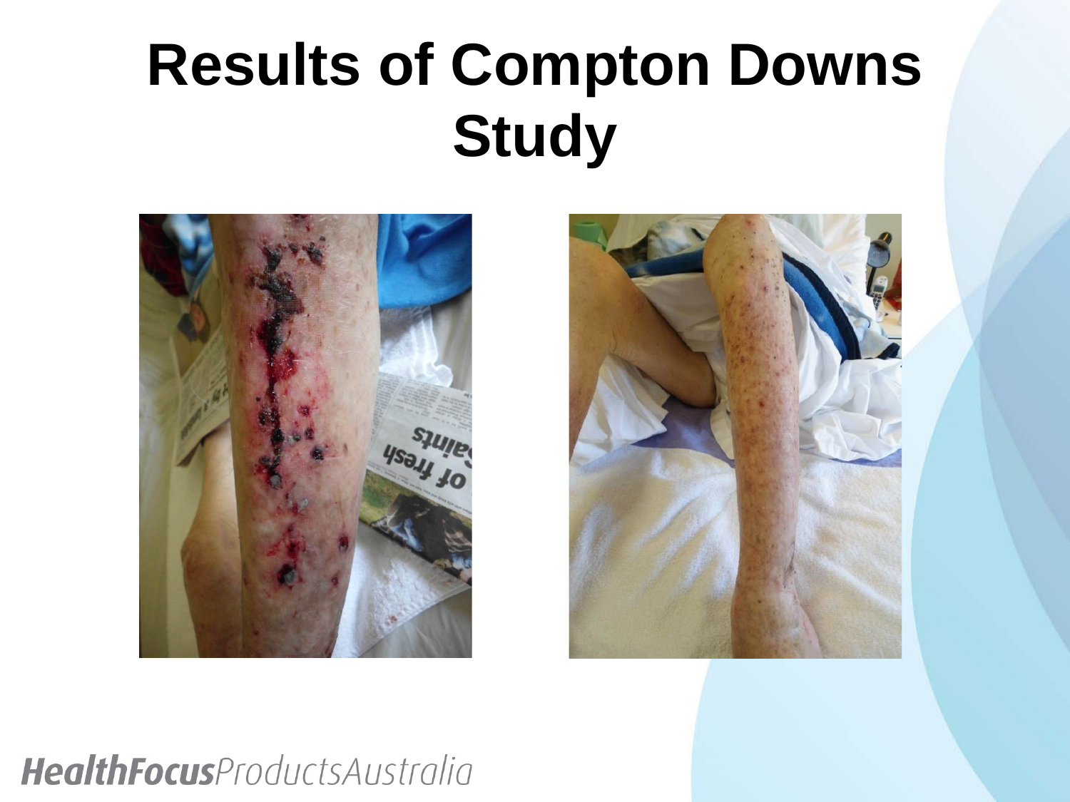# Results of Compton Downs Study

*HealthFocus*ProductsAustralia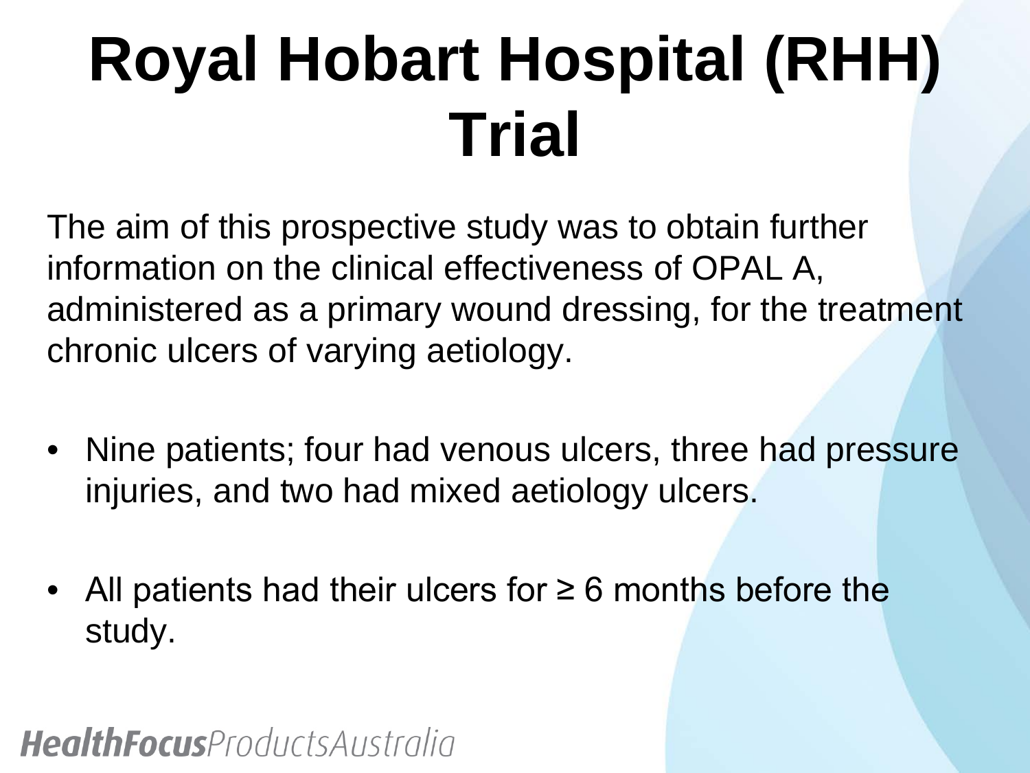# Royal Hobart Hospital (RHH) Trial

The aim of this prospective study was to obtain further information on the clinical effectiveness of OPAL A, administered as a primary wound dressing, for the treatment chronic ulcers of varying aetiology.

- Nine patients; four had venous ulcers, three had pressure injuries, and two had mixed aetiology ulcers.
- All patients had their ulcers for ≥ 6 months before the study.

**HealthFocus***ProductsAustralia*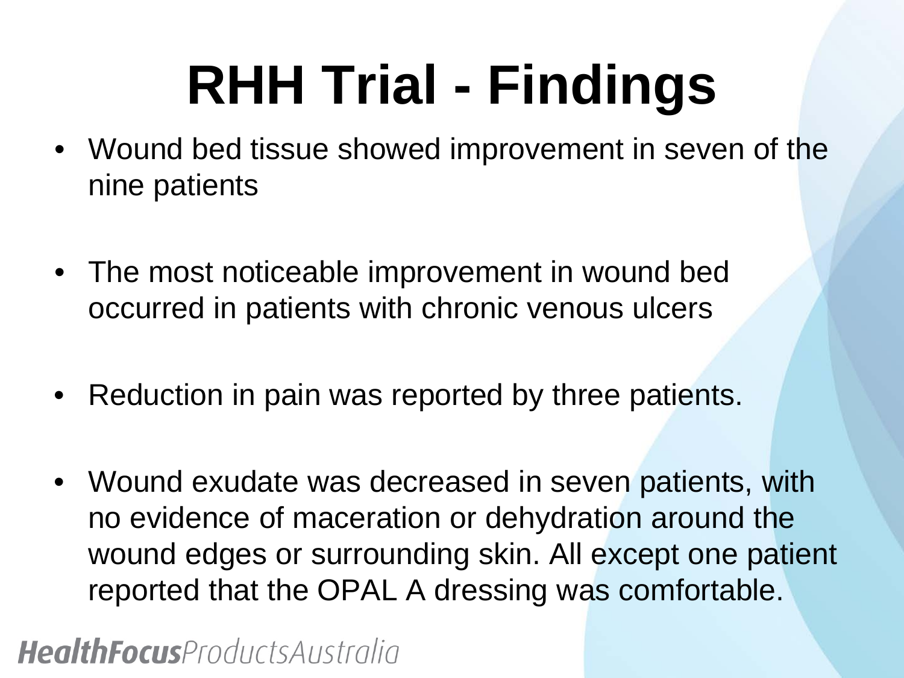# RHH Trial - Findings

- Wound bed tissue showed improvement in seven of the nine patients
- The most noticeable improvement in wound bed occurred in patients with chronic venous ulcers
- Reduction in pain was reported by three patients.
- Wound exudate was decreased in seven patients, with no evidence of maceration or dehydration around the wound edges or surrounding skin. All except one patient reported that the OPAL A dressing was comfortable.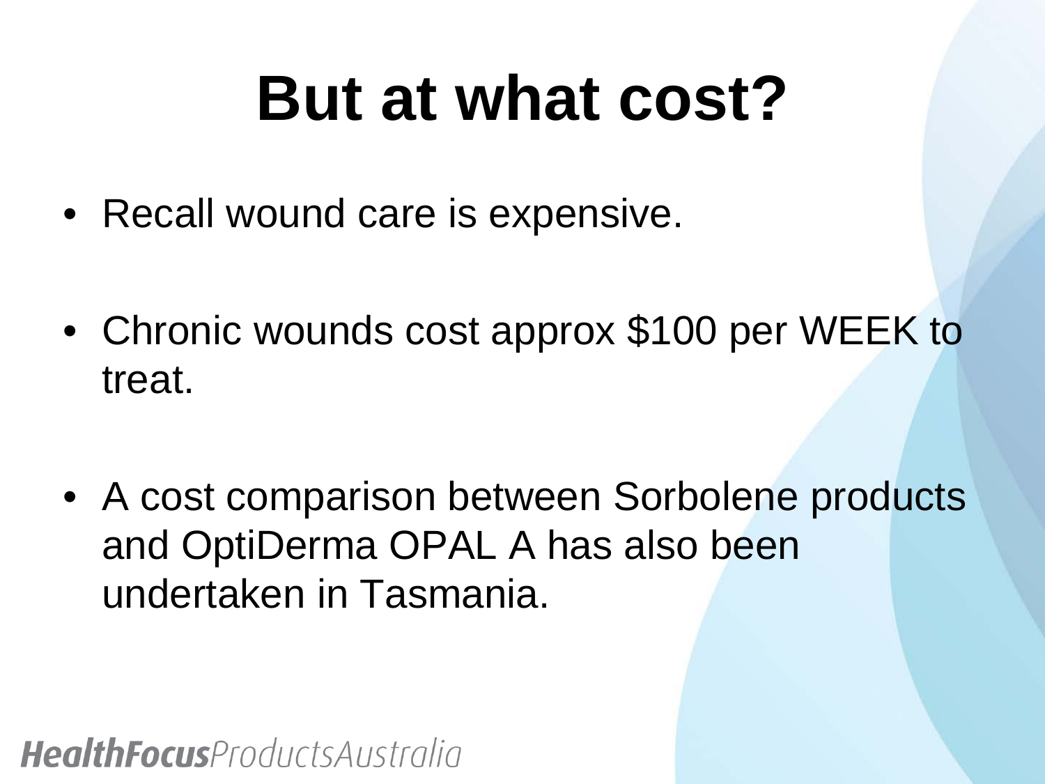# But at what cost?

- Recall wound care is expensive.
- Chronic wounds cost approx $100 per WEEK to treat.
- A cost comparison between Sorbolene products and OptiDerma OPAL A has also been undertaken in Tasmania.

**HealthFocus***ProductsAustralia*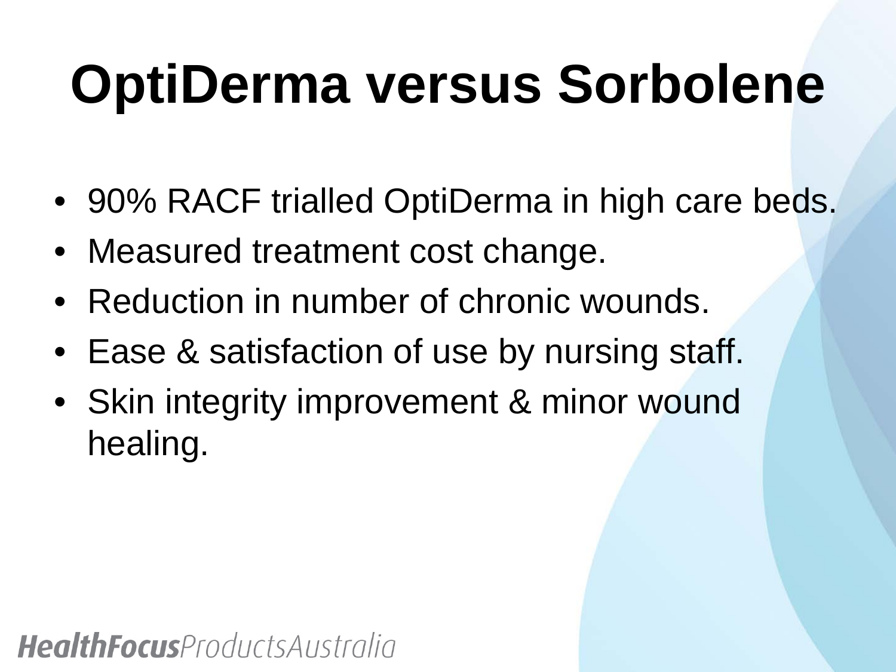# OptiDerma versus Sorbolene

- 90% RACF trialled OptiDerma in high care beds.
- Measured treatment cost change.
- Reduction in number of chronic wounds.
- Ease & satisfaction of use by nursing staff.
- Skin integrity improvement & minor wound healing.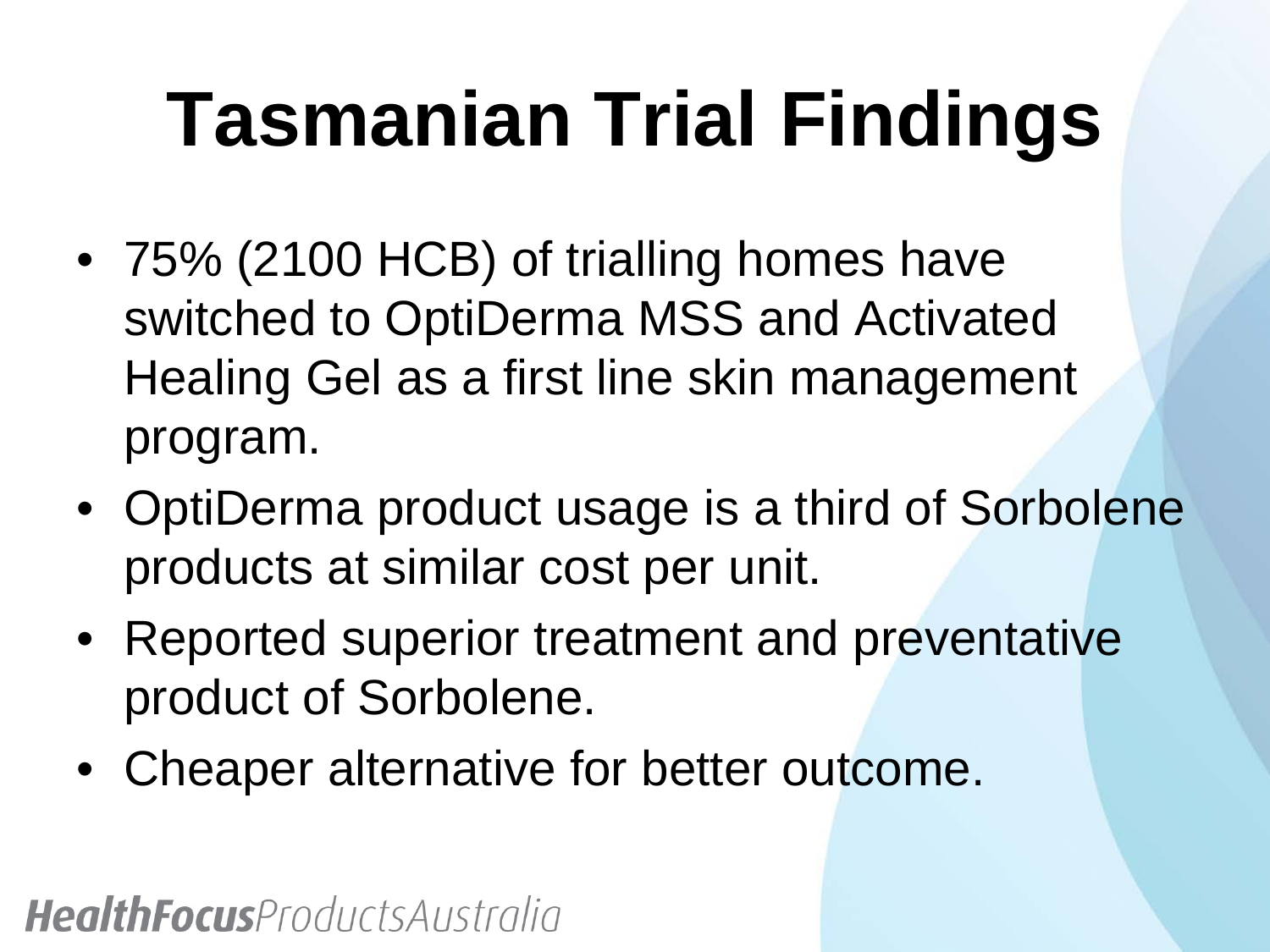# Tasmanian Trial Findings

- 75% (2100 HCB) of trialling homes have switched to OptiDerma MSS and Activated Healing Gel as a first line skin management program.
- OptiDerma product usage is a third of Sorbolene products at similar cost per unit.
- Reported superior treatment and preventative product of Sorbolene.
- Cheaper alternative for better outcome.

***HealthFocus****ProductsAustralia*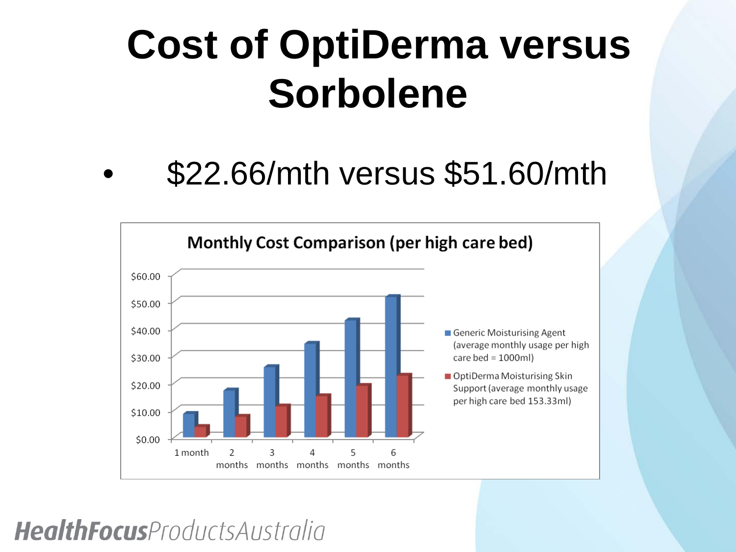# Cost of OptiDerma versus Sorbolene

- $22.66/mth versus $51.60/mth

**Monthly Cost Comparison (per high care bed)**

- Generic Moisturising Agent (average monthly usage per high care bed = 1000ml)
- OptiDerma Moisturising Skin Support (average monthly usage per high care bed 153.33ml)

$60.00
$50.00
$40.00
$30.00
$20.00
$10.00
$0.00

1 month | 2 months | 3 months | 4 months | 5 months | 6 months

*HealthFocusProductsAustralia*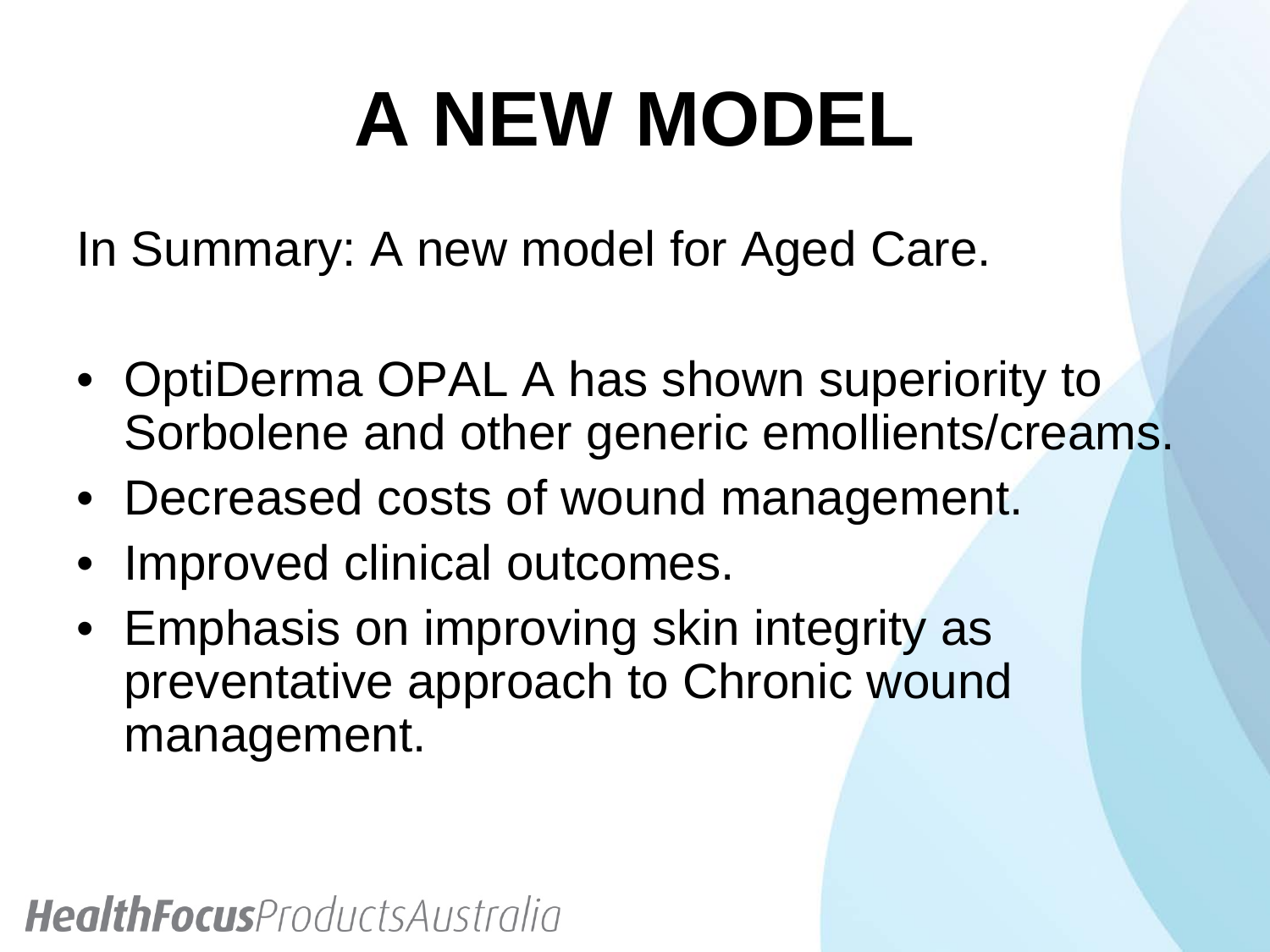# A NEW MODEL

In Summary: A new model for Aged Care.

- OptiDerma OPAL A has shown superiority to Sorbolene and other generic emollients/creams.
- Decreased costs of wound management.
- Improved clinical outcomes.
- Emphasis on improving skin integrity as preventative approach to Chronic wound management.

***HealthFocus****ProductsAustralia*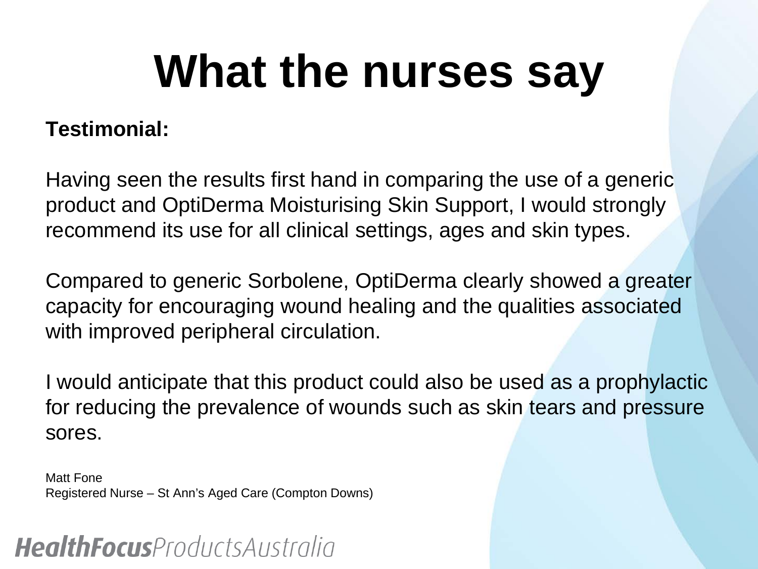# What the nurses say

**Testimonial:**

Having seen the results first hand in comparing the use of a generic product and OptiDerma Moisturising Skin Support, I would strongly recommend its use for all clinical settings, ages and skin types.

Compared to generic Sorbolene, OptiDerma clearly showed a greater capacity for encouraging wound healing and the qualities associated with improved peripheral circulation.

I would anticipate that this product could also be used as a prophylactic for reducing the prevalence of wounds such as skin tears and pressure sores.

Matt Fone
Registered Nurse – St Ann's Aged Care (Compton Downs)

***HealthFocus****ProductsAustralia*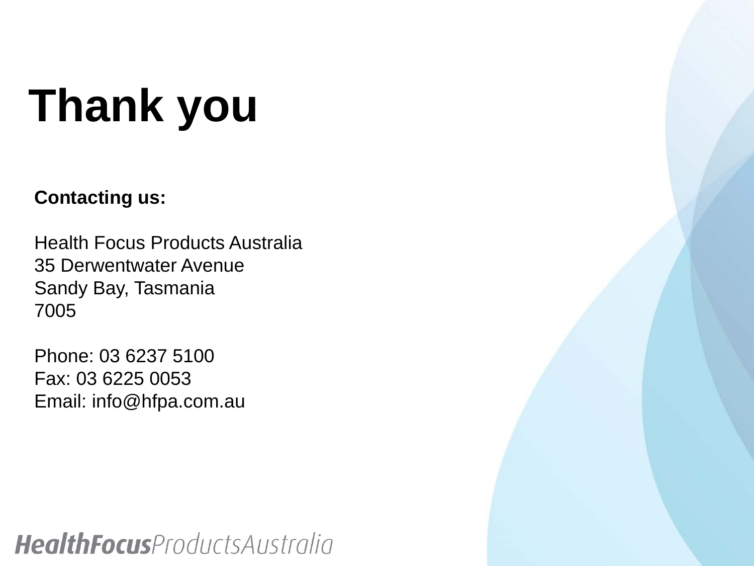# Thank you

**Contacting us:**

Health Focus Products Australia
35 Derwentwater Avenue
Sandy Bay, Tasmania
7005

Phone: 03 6237 5100
Fax: 03 6225 0053
Email: info@hfpa.com.au

**HealthFocus***ProductsAustralia*